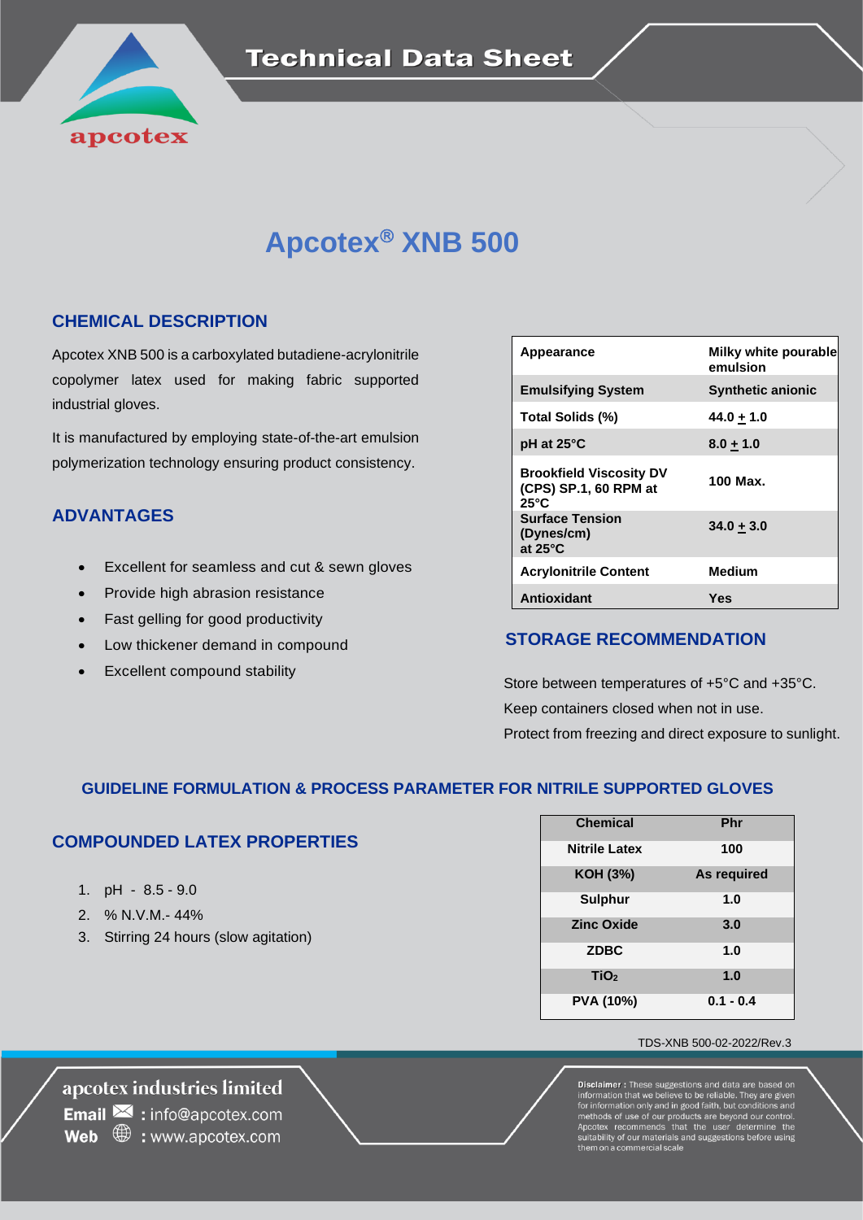# Technical Data Sheet

# Apcotex® XNB 500

## CHEMICAL DESCRIPTION

Apcotex XNB 500 is a carboxylated butadiene-acrylonitrile copolymer latex used for making fabric supported industrial gloves.

It is manufactured by employing state-of-the-art emulsion polymerization technology ensuring product consistency.

| Appearance | Milky white pourable emulsion |
|---|---|
| Emulsifying System | Synthetic anionic |
| Total Solids (%) | 44.0 ± 1.0 |
| pH at 25°C | 8.0 ± 1.0 |
| Brookfield Viscosity DV (CPS) SP.1, 60 RPM at 25°C | 100 Max. |
| Surface Tension (Dynes/cm) at 25°C | 34.0 ± 3.0 |
| Acrylonitrile Content | Medium |
| Antioxidant | Yes |

## ADVANTAGES

- Excellent for seamless and cut & sewn gloves
- Provide high abrasion resistance
- Fast gelling for good productivity
- Low thickener demand in compound
- Excellent compound stability

## STORAGE RECOMMENDATION

Store between temperatures of +5°C and +35°C.

Keep containers closed when not in use.

Protect from freezing and direct exposure to sunlight.

## GUIDELINE FORMULATION & PROCESS PARAMETER FOR NITRILE SUPPORTED GLOVES

### COMPOUNDED LATEX PROPERTIES

1. pH - 8.5 - 9.0
2. % N.V.M.- 44%
3. Stirring 24 hours (slow agitation)

| Chemical | Phr |
|---|---|
| Nitrile Latex | 100 |
| KOH (3%) | As required |
| Sulphur | 1.0 |
| Zinc Oxide | 3.0 |
| ZDBC | 1.0 |
| $TiO_2$ | 1.0 |
| PVA (10%) | 0.1 - 0.4 |

TDS-XNB 500-02-2022/Rev.3

**apcotex industries limited**

**Email** : info@apcotex.com

**Web** : www.apcotex.com

**Disclaimer :** These suggestions and data are based on information that we believe to be reliable. They are given for information only and in good faith, but conditions and methods of use of our products are beyond our control. Apcotex recommends that the user determine the suitability of our materials and suggestions before using them on a commercial scale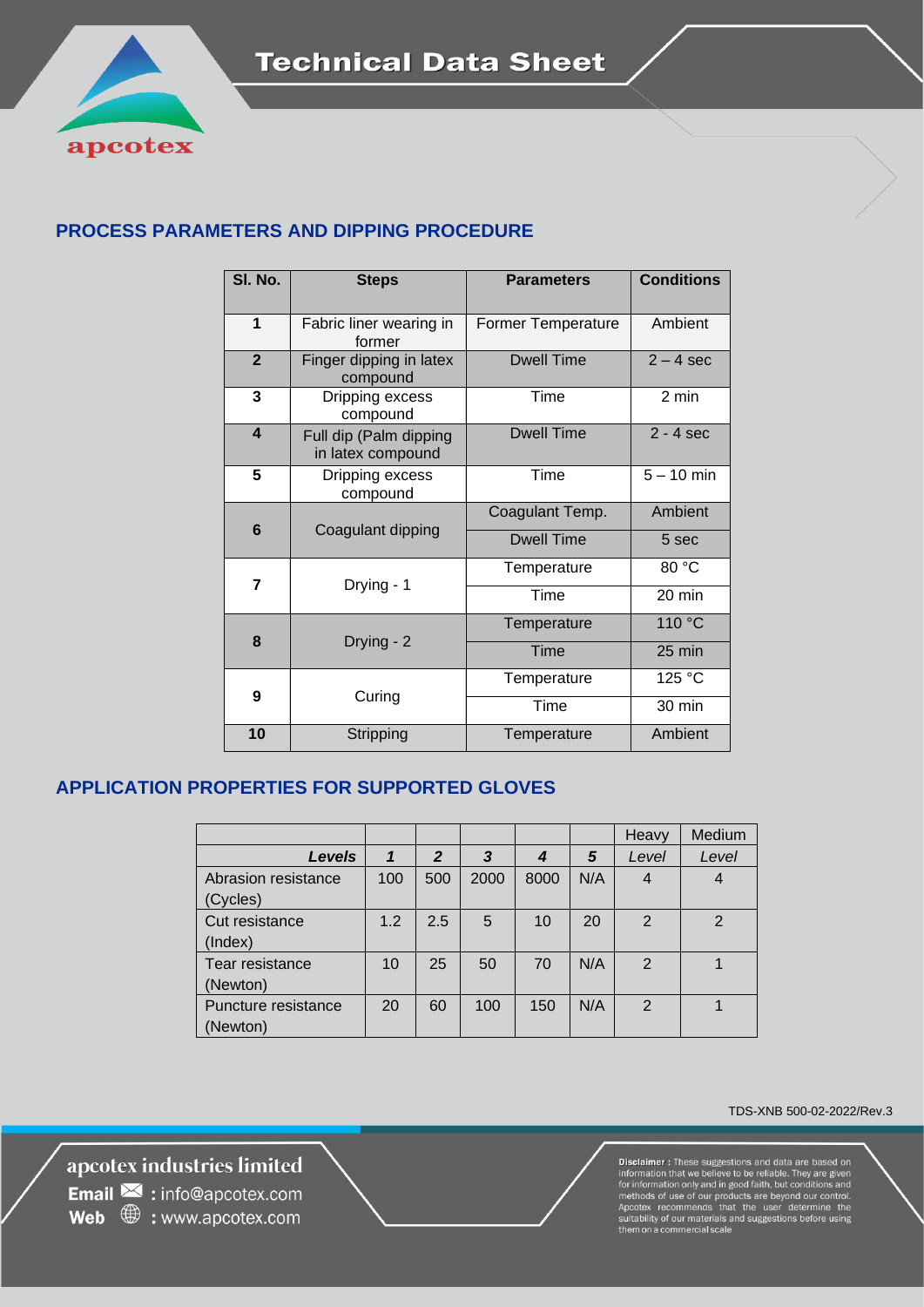## PROCESS PARAMETERS AND DIPPING PROCEDURE

| Sl. No. | Steps | Parameters | Conditions |
|---|---|---|---|
| 1 | Fabric liner wearing in former | Former Temperature | Ambient |
| 2 | Finger dipping in latex compound | Dwell Time | 2 – 4 sec |
| 3 | Dripping excess compound | Time | 2 min |
| 4 | Full dip (Palm dipping in latex compound | Dwell Time | 2 - 4 sec |
| 5 | Dripping excess compound | Time | 5 – 10 min |
| 6 | Coagulant dipping | Coagulant Temp. | Ambient |
| | | Dwell Time | 5 sec |
| 7 | Drying - 1 | Temperature | 80 °C |
| | | Time | 20 min |
| 8 | Drying - 2 | Temperature | 110 °C |
| | | Time | 25 min |
| 9 | Curing | Temperature | 125 °C |
| | | Time | 30 min |
| 10 | Stripping | Temperature | Ambient |

## APPLICATION PROPERTIES FOR SUPPORTED GLOVES

| | | | | | | Heavy | Medium |
|---|---|---|---|---|---|---|---|
| ***Levels*** | ***1*** | ***2*** | ***3*** | ***4*** | ***5*** | *Level* | *Level* |
| Abrasion resistance (Cycles) | 100 | 500 | 2000 | 8000 | N/A | 4 | 4 |
| Cut resistance (Index) | 1.2 | 2.5 | 5 | 10 | 20 | 2 | 2 |
| Tear resistance (Newton) | 10 | 25 | 50 | 70 | N/A | 2 | 1 |
| Puncture resistance (Newton) | 20 | 60 | 100 | 150 | N/A | 2 | 1 |

TDS-XNB 500-02-2022/Rev.3

**apcotex industries limited**
**Email** : info@apcotex.com
**Web** : www.apcotex.com

**Disclaimer :** These suggestions and data are based on information that we believe to be reliable. They are given for information only and in good faith, but conditions and methods of use of our products are beyond our control. Apcotex recommends that the user determine the suitability of our materials and suggestions before using them on a commercial scale